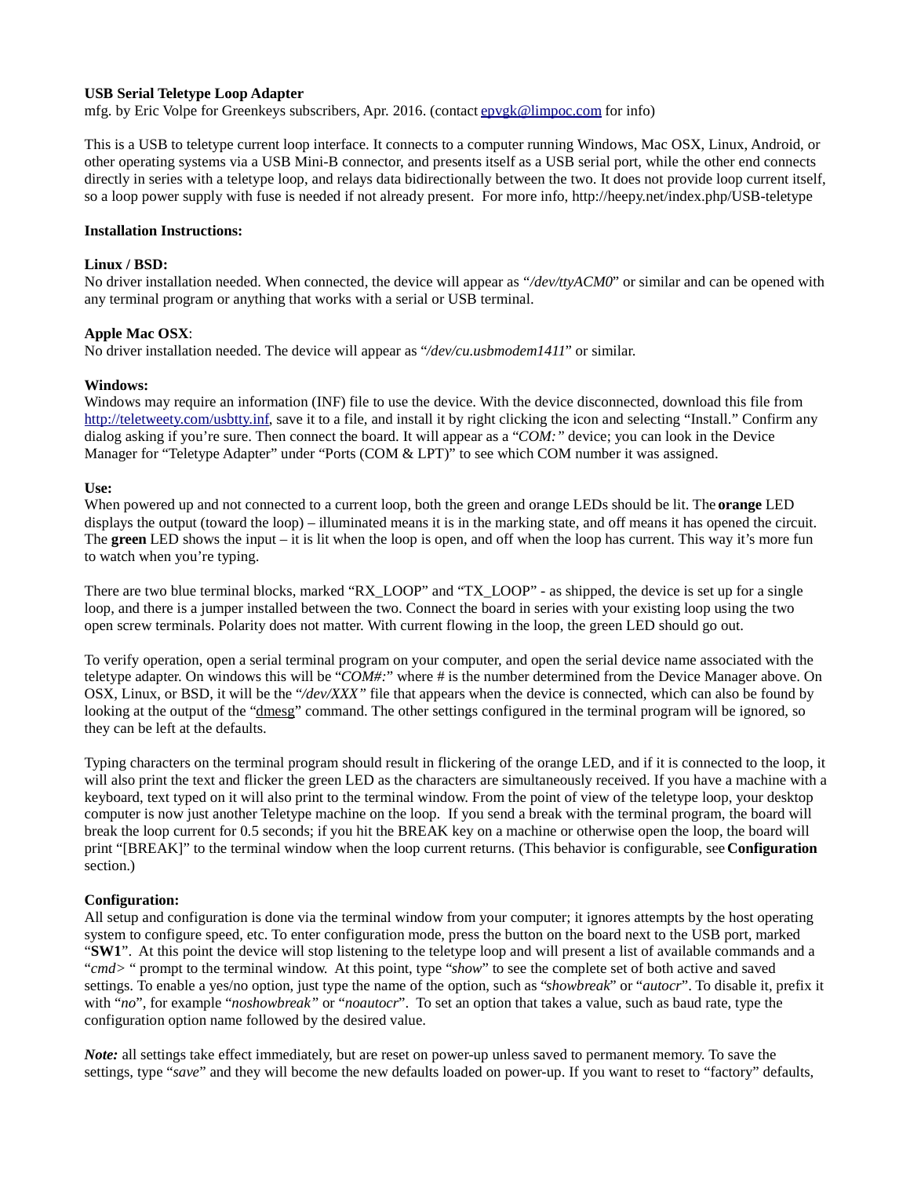**USB Serial Teletype Loop Adapter**
mfg. by Eric Volpe for Greenkeys subscribers, Apr. 2016. (contact epvgk@limpoc.com for info)

This is a USB to teletype current loop interface. It connects to a computer running Windows, Mac OSX, Linux, Android, or other operating systems via a USB Mini-B connector, and presents itself as a USB serial port, while the other end connects directly in series with a teletype loop, and relays data bidirectionally between the two. It does not provide loop current itself, so a loop power supply with fuse is needed if not already present. For more info, http://heepy.net/index.php/USB-teletype

**Installation Instructions:**

**Linux / BSD:**
No driver installation needed. When connected, the device will appear as "*/dev/ttyACM0*" or similar and can be opened with any terminal program or anything that works with a serial or USB terminal.

**Apple Mac OSX**:
No driver installation needed. The device will appear as "*/dev/cu.usbmodem1411*" or similar.

**Windows:**
Windows may require an information (INF) file to use the device. With the device disconnected, download this file from http://teletweety.com/usbtty.inf, save it to a file, and install it by right clicking the icon and selecting "Install." Confirm any dialog asking if you're sure. Then connect the board. It will appear as a "*COM:*" device; you can look in the Device Manager for "Teletype Adapter" under "Ports (COM & LPT)" to see which COM number it was assigned.

**Use:**
When powered up and not connected to a current loop, both the green and orange LEDs should be lit. The **orange** LED displays the output (toward the loop) – illuminated means it is in the marking state, and off means it has opened the circuit. The **green** LED shows the input – it is lit when the loop is open, and off when the loop has current. This way it's more fun to watch when you're typing.

There are two blue terminal blocks, marked "RX_LOOP" and "TX_LOOP" - as shipped, the device is set up for a single loop, and there is a jumper installed between the two. Connect the board in series with your existing loop using the two open screw terminals. Polarity does not matter. With current flowing in the loop, the green LED should go out.

To verify operation, open a serial terminal program on your computer, and open the serial device name associated with the teletype adapter. On windows this will be "*COM#:*" where # is the number determined from the Device Manager above. On OSX, Linux, or BSD, it will be the "*/dev/XXX*" file that appears when the device is connected, which can also be found by looking at the output of the "dmesg" command. The other settings configured in the terminal program will be ignored, so they can be left at the defaults.

Typing characters on the terminal program should result in flickering of the orange LED, and if it is connected to the loop, it will also print the text and flicker the green LED as the characters are simultaneously received. If you have a machine with a keyboard, text typed on it will also print to the terminal window. From the point of view of the teletype loop, your desktop computer is now just another Teletype machine on the loop. If you send a break with the terminal program, the board will break the loop current for 0.5 seconds; if you hit the BREAK key on a machine or otherwise open the loop, the board will print "[BREAK]" to the terminal window when the loop current returns. (This behavior is configurable, see **Configuration** section.)

**Configuration:**
All setup and configuration is done via the terminal window from your computer; it ignores attempts by the host operating system to configure speed, etc. To enter configuration mode, press the button on the board next to the USB port, marked "**SW1**". At this point the device will stop listening to the teletype loop and will present a list of available commands and a "*cmd>* " prompt to the terminal window. At this point, type "*show*" to see the complete set of both active and saved settings. To enable a yes/no option, just type the name of the option, such as "*showbreak*" or "*autocr*". To disable it, prefix it with "*no*", for example "*noshowbreak"* or "*noautocr*". To set an option that takes a value, such as baud rate, type the configuration option name followed by the desired value.

***Note:*** all settings take effect immediately, but are reset on power-up unless saved to permanent memory. To save the settings, type "*save*" and they will become the new defaults loaded on power-up. If you want to reset to "factory" defaults,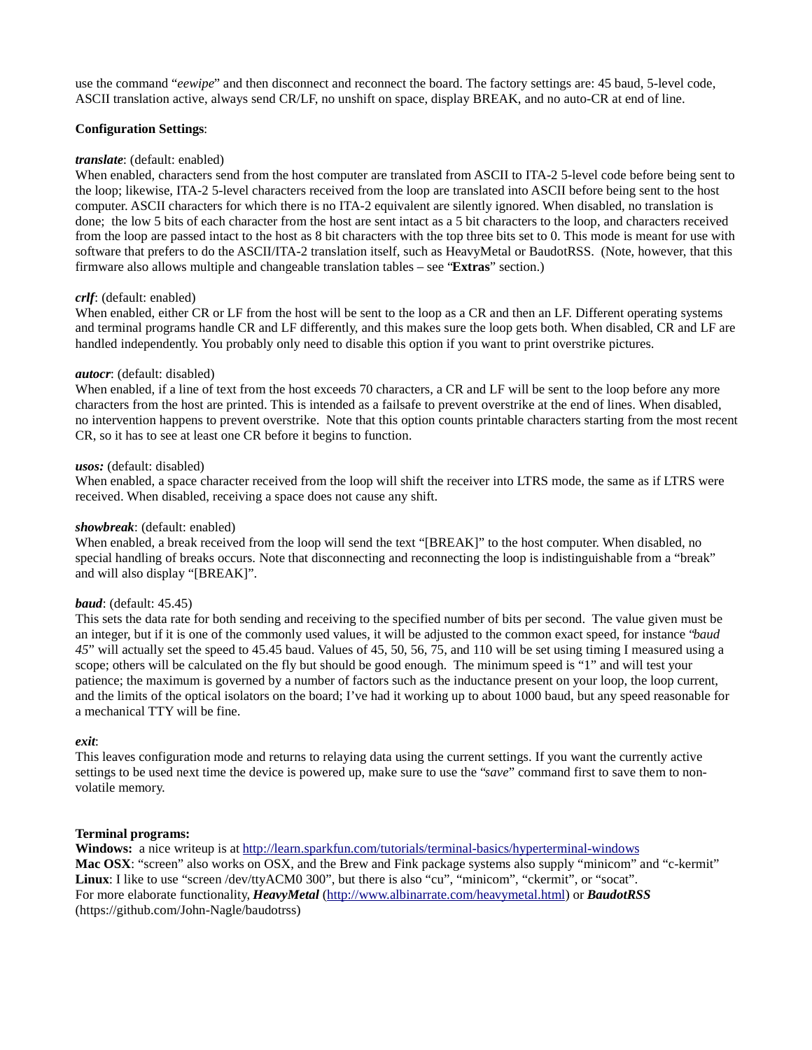use the command "*eewipe*" and then disconnect and reconnect the board. The factory settings are: 45 baud, 5-level code, ASCII translation active, always send CR/LF, no unshift on space, display BREAK, and no auto-CR at end of line.

**Configuration Settings**:

***translate***: (default: enabled)
When enabled, characters send from the host computer are translated from ASCII to ITA-2 5-level code before being sent to the loop; likewise, ITA-2 5-level characters received from the loop are translated into ASCII before being sent to the host computer. ASCII characters for which there is no ITA-2 equivalent are silently ignored. When disabled, no translation is done; the low 5 bits of each character from the host are sent intact as a 5 bit characters to the loop, and characters received from the loop are passed intact to the host as 8 bit characters with the top three bits set to 0. This mode is meant for use with software that prefers to do the ASCII/ITA-2 translation itself, such as HeavyMetal or BaudotRSS. (Note, however, that this firmware also allows multiple and changeable translation tables – see "**Extras**" section.)

***crlf***: (default: enabled)
When enabled, either CR or LF from the host will be sent to the loop as a CR and then an LF. Different operating systems and terminal programs handle CR and LF differently, and this makes sure the loop gets both. When disabled, CR and LF are handled independently. You probably only need to disable this option if you want to print overstrike pictures.

***autocr***: (default: disabled)
When enabled, if a line of text from the host exceeds 70 characters, a CR and LF will be sent to the loop before any more characters from the host are printed. This is intended as a failsafe to prevent overstrike at the end of lines. When disabled, no intervention happens to prevent overstrike. Note that this option counts printable characters starting from the most recent CR, so it has to see at least one CR before it begins to function.

***usos:*** (default: disabled)
When enabled, a space character received from the loop will shift the receiver into LTRS mode, the same as if LTRS were received. When disabled, receiving a space does not cause any shift.

***showbreak***: (default: enabled)
When enabled, a break received from the loop will send the text "[BREAK]" to the host computer. When disabled, no special handling of breaks occurs. Note that disconnecting and reconnecting the loop is indistinguishable from a "break" and will also display "[BREAK]".

***baud***: (default: 45.45)
This sets the data rate for both sending and receiving to the specified number of bits per second. The value given must be an integer, but if it is one of the commonly used values, it will be adjusted to the common exact speed, for instance "*baud 45*" will actually set the speed to 45.45 baud. Values of 45, 50, 56, 75, and 110 will be set using timing I measured using a scope; others will be calculated on the fly but should be good enough. The minimum speed is "1" and will test your patience; the maximum is governed by a number of factors such as the inductance present on your loop, the loop current, and the limits of the optical isolators on the board; I've had it working up to about 1000 baud, but any speed reasonable for a mechanical TTY will be fine.

***exit***:
This leaves configuration mode and returns to relaying data using the current settings. If you want the currently active settings to be used next time the device is powered up, make sure to use the "*save*" command first to save them to non-volatile memory.

**Terminal programs:**
**Windows:** a nice writeup is at http://learn.sparkfun.com/tutorials/terminal-basics/hyperterminal-windows
**Mac OSX**: "screen" also works on OSX, and the Brew and Fink package systems also supply "minicom" and "c-kermit"
**Linux**: I like to use "screen /dev/ttyACM0 300", but there is also "cu", "minicom", "ckermit", or "socat".
For more elaborate functionality, ***HeavyMetal*** (http://www.albinarrate.com/heavymetal.html) or ***BaudotRSS*** (https://github.com/John-Nagle/baudotrss)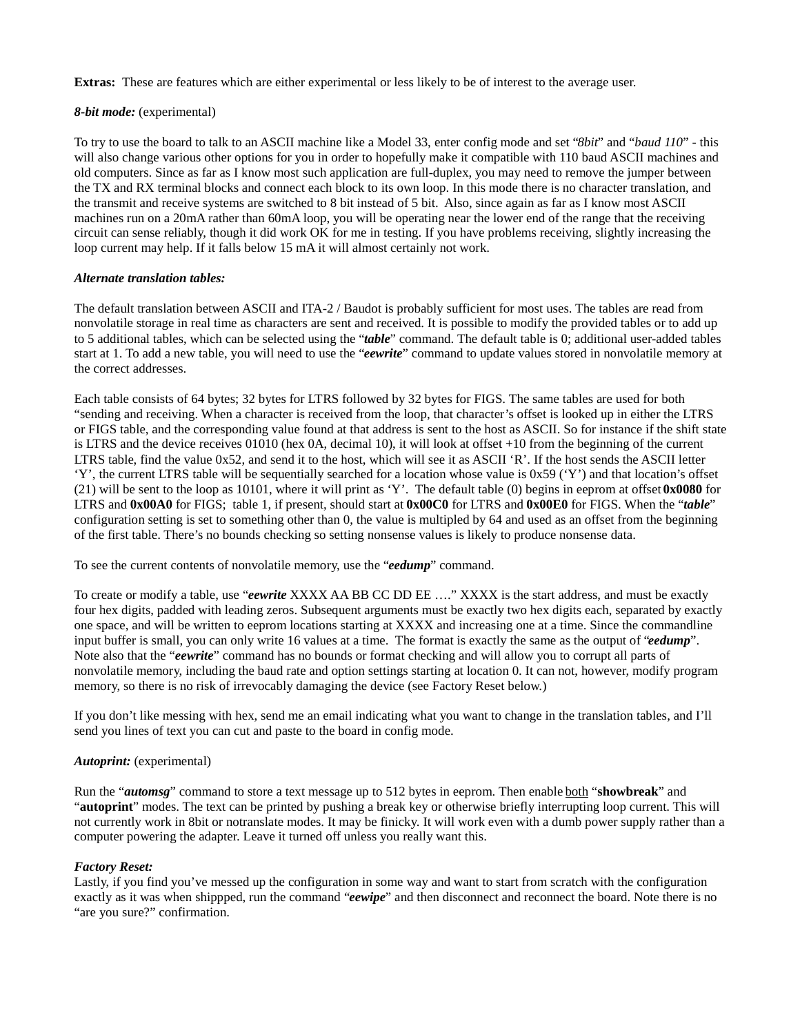**Extras:** These are features which are either experimental or less likely to be of interest to the average user.

***8-bit mode:*** (experimental)

To try to use the board to talk to an ASCII machine like a Model 33, enter config mode and set "*8bit*" and "*baud 110*" - this will also change various other options for you in order to hopefully make it compatible with 110 baud ASCII machines and old computers. Since as far as I know most such application are full-duplex, you may need to remove the jumper between the TX and RX terminal blocks and connect each block to its own loop. In this mode there is no character translation, and the transmit and receive systems are switched to 8 bit instead of 5 bit. Also, since again as far as I know most ASCII machines run on a 20mA rather than 60mA loop, you will be operating near the lower end of the range that the receiving circuit can sense reliably, though it did work OK for me in testing. If you have problems receiving, slightly increasing the loop current may help. If it falls below 15 mA it will almost certainly not work.

***Alternate translation tables:***

The default translation between ASCII and ITA-2 / Baudot is probably sufficient for most uses. The tables are read from nonvolatile storage in real time as characters are sent and received. It is possible to modify the provided tables or to add up to 5 additional tables, which can be selected using the "***table***" command. The default table is 0; additional user-added tables start at 1. To add a new table, you will need to use the "***eewrite***" command to update values stored in nonvolatile memory at the correct addresses.

Each table consists of 64 bytes; 32 bytes for LTRS followed by 32 bytes for FIGS. The same tables are used for both "sending and receiving. When a character is received from the loop, that character's offset is looked up in either the LTRS or FIGS table, and the corresponding value found at that address is sent to the host as ASCII. So for instance if the shift state is LTRS and the device receives 01010 (hex 0A, decimal 10), it will look at offset +10 from the beginning of the current LTRS table, find the value 0x52, and send it to the host, which will see it as ASCII 'R'. If the host sends the ASCII letter 'Y', the current LTRS table will be sequentially searched for a location whose value is 0x59 ('Y') and that location's offset (21) will be sent to the loop as 10101, where it will print as 'Y'. The default table (0) begins in eeprom at offset **0x0080** for LTRS and **0x00A0** for FIGS; table 1, if present, should start at **0x00C0** for LTRS and **0x00E0** for FIGS. When the "***table***" configuration setting is set to something other than 0, the value is multipled by 64 and used as an offset from the beginning of the first table. There's no bounds checking so setting nonsense values is likely to produce nonsense data.

To see the current contents of nonvolatile memory, use the "***eedump***" command.

To create or modify a table, use "***eewrite*** XXXX AA BB CC DD EE …." XXXX is the start address, and must be exactly four hex digits, padded with leading zeros. Subsequent arguments must be exactly two hex digits each, separated by exactly one space, and will be written to eeprom locations starting at XXXX and increasing one at a time. Since the commandline input buffer is small, you can only write 16 values at a time. The format is exactly the same as the output of "***eedump***". Note also that the "***eewrite***" command has no bounds or format checking and will allow you to corrupt all parts of nonvolatile memory, including the baud rate and option settings starting at location 0. It can not, however, modify program memory, so there is no risk of irrevocably damaging the device (see Factory Reset below.)

If you don't like messing with hex, send me an email indicating what you want to change in the translation tables, and I'll send you lines of text you can cut and paste to the board in config mode.

***Autoprint:*** (experimental)

Run the "***automsg***" command to store a text message up to 512 bytes in eeprom. Then enable both "**showbreak**" and "**autoprint**" modes. The text can be printed by pushing a break key or otherwise briefly interrupting loop current. This will not currently work in 8bit or notranslate modes. It may be finicky. It will work even with a dumb power supply rather than a computer powering the adapter. Leave it turned off unless you really want this.

***Factory Reset:***

Lastly, if you find you've messed up the configuration in some way and want to start from scratch with the configuration exactly as it was when shippped, run the command "***eewipe***" and then disconnect and reconnect the board. Note there is no "are you sure?" confirmation.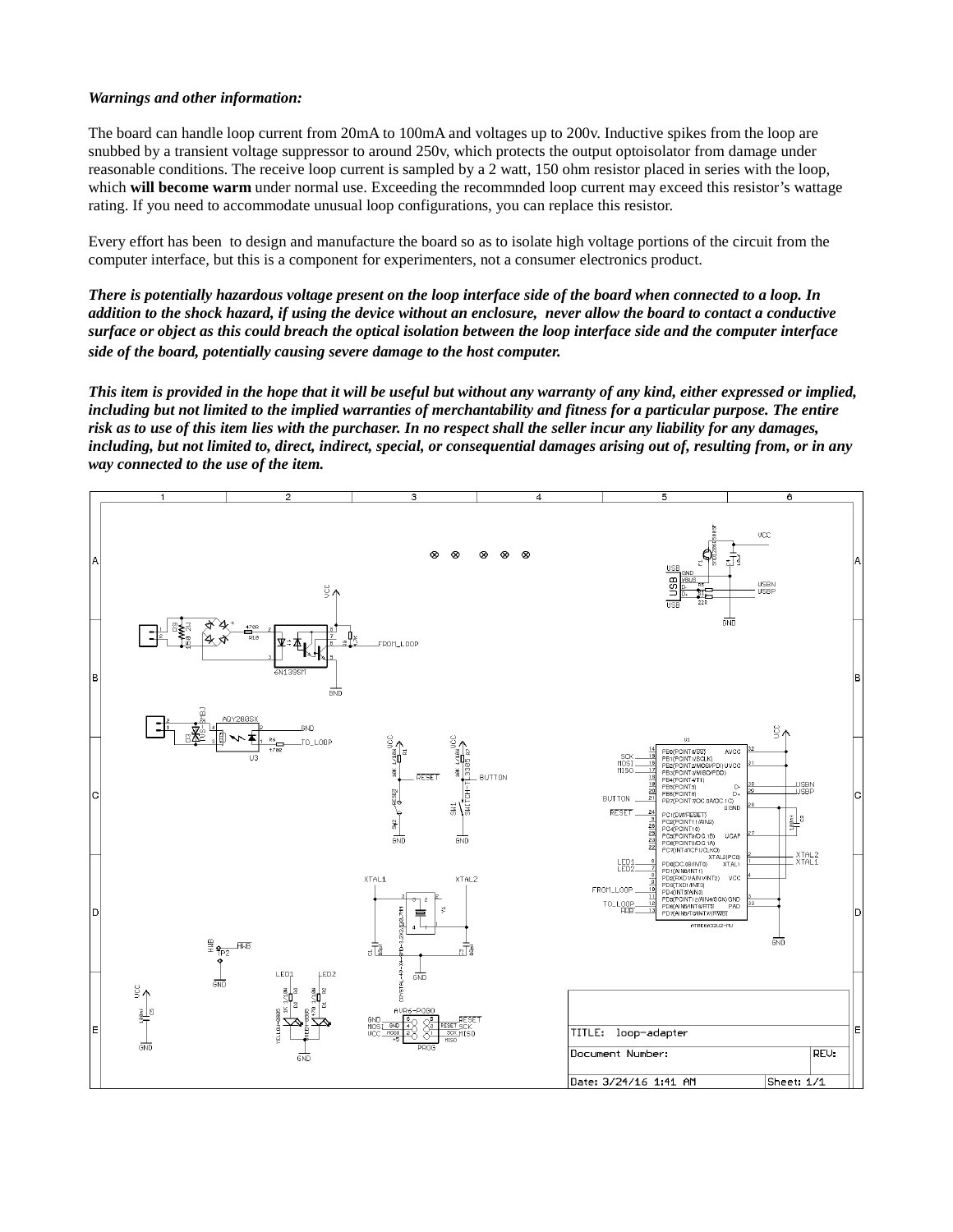***Warnings and other information:***

The board can handle loop current from 20mA to 100mA and voltages up to 200v. Inductive spikes from the loop are snubbed by a transient voltage suppressor to around 250v, which protects the output optoisolator from damage under reasonable conditions. The receive loop current is sampled by a 2 watt, 150 ohm resistor placed in series with the loop, which **will become warm** under normal use. Exceeding the recommnded loop current may exceed this resistor's wattage rating. If you need to accommodate unusual loop configurations, you can replace this resistor.

Every effort has been to design and manufacture the board so as to isolate high voltage portions of the circuit from the computer interface, but this is a component for experimenters, not a consumer electronics product.

***There is potentially hazardous voltage present on the loop interface side of the board when connected to a loop. In addition to the shock hazard, if using the device without an enclosure, never allow the board to contact a conductive surface or object as this could breach the optical isolation between the loop interface side and the computer interface side of the board, potentially causing severe damage to the host computer.***

***This item is provided in the hope that it will be useful but without any warranty of any kind, either expressed or implied, including but not limited to the implied warranties of merchantability and fitness for a particular purpose. The entire risk as to use of this item lies with the purchaser. In no respect shall the seller incur any liability for any damages, including, but not limited to, direct, indirect, special, or consequential damages arising out of, resulting from, or in any way connected to the use of the item.***

TITLE: loop-adapter

Document Number:

REV:

Date: 3/24/16 1:41 AM

Sheet: 1/1